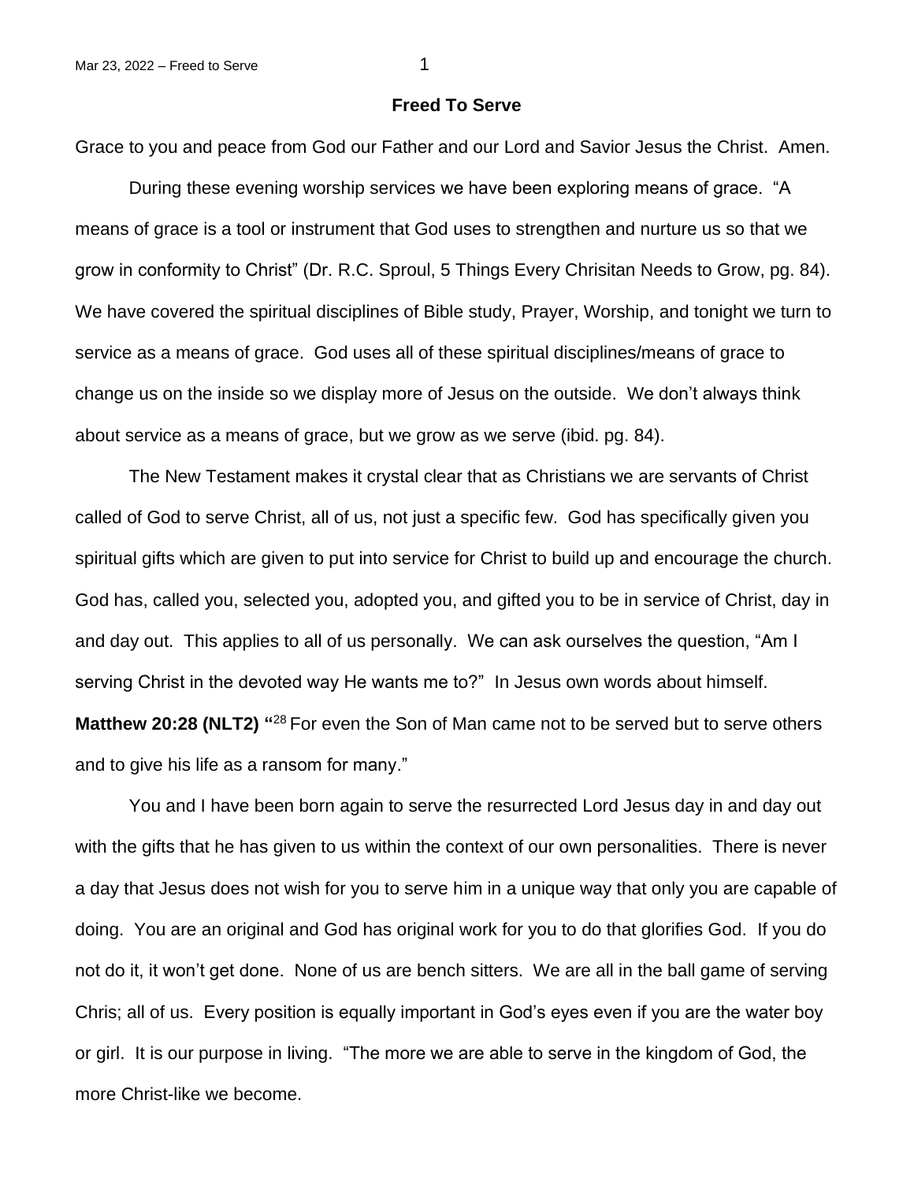# Freed To Serve

Grace to you and peace from God our Father and our Lord and Savior Jesus the Christ. Amen.

During these evening worship services we have been exploring means of grace. "A means of grace is a tool or instrument that God uses to strengthen and nurture us so that we grow in conformity to Christ" (Dr. R.C. Sproul, 5 Things Every Chrisitan Needs to Grow, pg. 84). We have covered the spiritual disciplines of Bible study, Prayer, Worship, and tonight we turn to service as a means of grace. God uses all of these spiritual disciplines/means of grace to change us on the inside so we display more of Jesus on the outside. We don't always think about service as a means of grace, but we grow as we serve (ibid. pg. 84).

The New Testament makes it crystal clear that as Christians we are servants of Christ called of God to serve Christ, all of us, not just a specific few. God has specifically given you spiritual gifts which are given to put into service for Christ to build up and encourage the church. God has, called you, selected you, adopted you, and gifted you to be in service of Christ, day in and day out. This applies to all of us personally. We can ask ourselves the question, "Am I serving Christ in the devoted way He wants me to?" In Jesus own words about himself. **Matthew 20:28 (NLT2) "**[28] For even the Son of Man came not to be served but to serve others and to give his life as a ransom for many."

You and I have been born again to serve the resurrected Lord Jesus day in and day out with the gifts that he has given to us within the context of our own personalities. There is never a day that Jesus does not wish for you to serve him in a unique way that only you are capable of doing. You are an original and God has original work for you to do that glorifies God. If you do not do it, it won't get done. None of us are bench sitters. We are all in the ball game of serving Chris; all of us. Every position is equally important in God's eyes even if you are the water boy or girl. It is our purpose in living. "The more we are able to serve in the kingdom of God, the more Christ-like we become.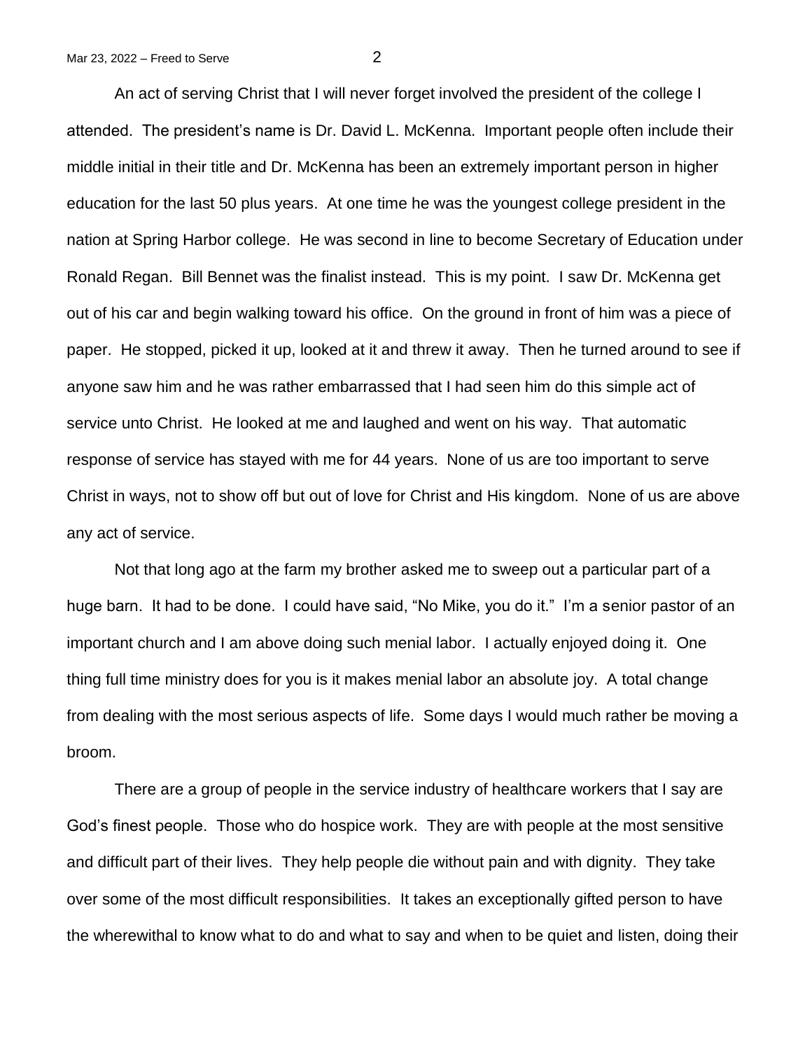An act of serving Christ that I will never forget involved the president of the college I attended. The president's name is Dr. David L. McKenna. Important people often include their middle initial in their title and Dr. McKenna has been an extremely important person in higher education for the last 50 plus years. At one time he was the youngest college president in the nation at Spring Harbor college. He was second in line to become Secretary of Education under Ronald Regan. Bill Bennet was the finalist instead. This is my point. I saw Dr. McKenna get out of his car and begin walking toward his office. On the ground in front of him was a piece of paper. He stopped, picked it up, looked at it and threw it away. Then he turned around to see if anyone saw him and he was rather embarrassed that I had seen him do this simple act of service unto Christ. He looked at me and laughed and went on his way. That automatic response of service has stayed with me for 44 years. None of us are too important to serve Christ in ways, not to show off but out of love for Christ and His kingdom. None of us are above any act of service.

Not that long ago at the farm my brother asked me to sweep out a particular part of a huge barn. It had to be done. I could have said, "No Mike, you do it." I'm a senior pastor of an important church and I am above doing such menial labor. I actually enjoyed doing it. One thing full time ministry does for you is it makes menial labor an absolute joy. A total change from dealing with the most serious aspects of life. Some days I would much rather be moving a broom.

There are a group of people in the service industry of healthcare workers that I say are God's finest people. Those who do hospice work. They are with people at the most sensitive and difficult part of their lives. They help people die without pain and with dignity. They take over some of the most difficult responsibilities. It takes an exceptionally gifted person to have the wherewithal to know what to do and what to say and when to be quiet and listen, doing their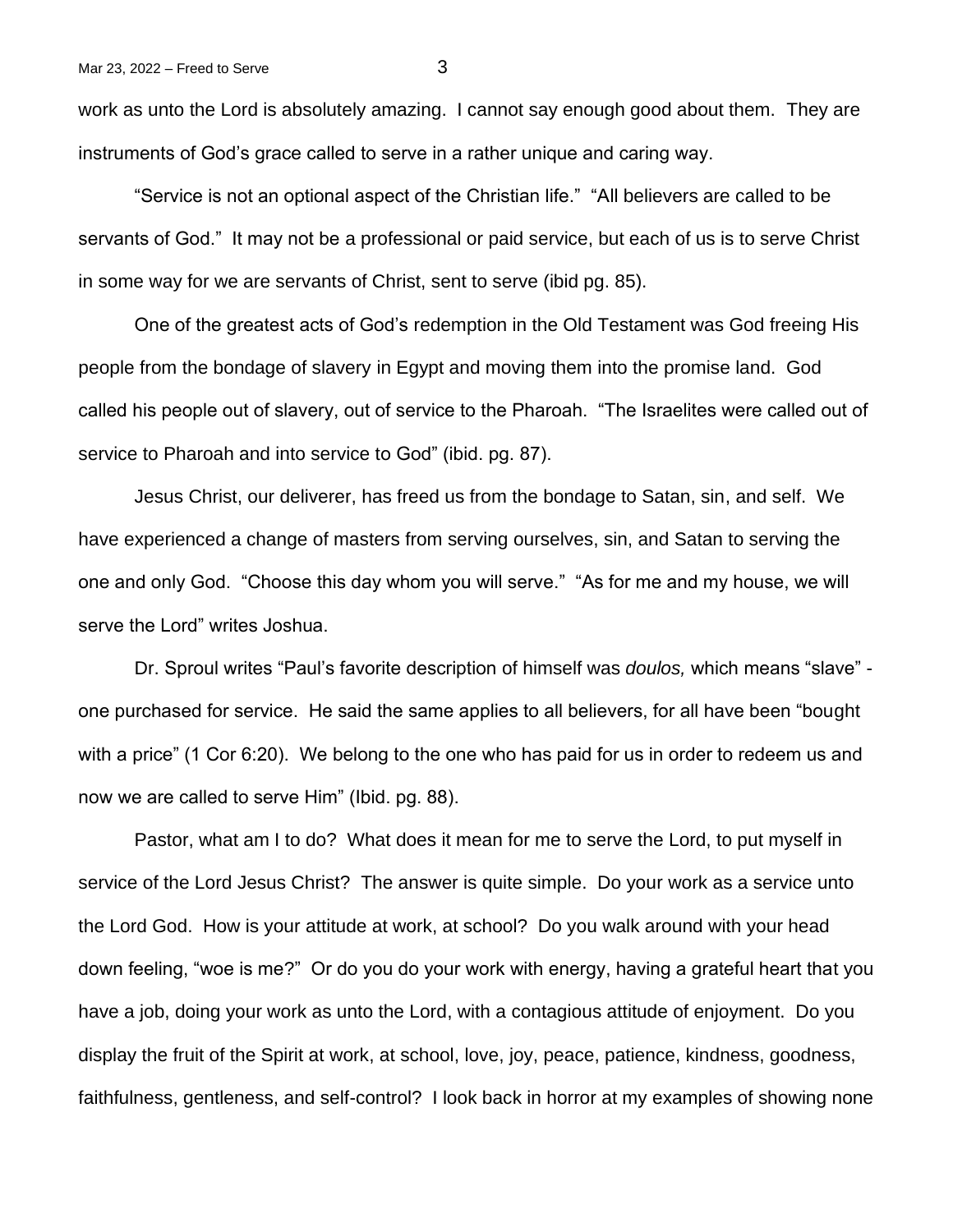work as unto the Lord is absolutely amazing. I cannot say enough good about them. They are instruments of God's grace called to serve in a rather unique and caring way.

"Service is not an optional aspect of the Christian life." "All believers are called to be servants of God." It may not be a professional or paid service, but each of us is to serve Christ in some way for we are servants of Christ, sent to serve (ibid pg. 85).

One of the greatest acts of God's redemption in the Old Testament was God freeing His people from the bondage of slavery in Egypt and moving them into the promise land. God called his people out of slavery, out of service to the Pharoah. "The Israelites were called out of service to Pharoah and into service to God" (ibid. pg. 87).

Jesus Christ, our deliverer, has freed us from the bondage to Satan, sin, and self. We have experienced a change of masters from serving ourselves, sin, and Satan to serving the one and only God. "Choose this day whom you will serve." "As for me and my house, we will serve the Lord" writes Joshua.

Dr. Sproul writes "Paul's favorite description of himself was *doulos,* which means "slave" - one purchased for service. He said the same applies to all believers, for all have been "bought with a price" (1 Cor 6:20). We belong to the one who has paid for us in order to redeem us and now we are called to serve Him" (Ibid. pg. 88).

Pastor, what am I to do? What does it mean for me to serve the Lord, to put myself in service of the Lord Jesus Christ? The answer is quite simple. Do your work as a service unto the Lord God. How is your attitude at work, at school? Do you walk around with your head down feeling, "woe is me?" Or do you do your work with energy, having a grateful heart that you have a job, doing your work as unto the Lord, with a contagious attitude of enjoyment. Do you display the fruit of the Spirit at work, at school, love, joy, peace, patience, kindness, goodness, faithfulness, gentleness, and self-control? I look back in horror at my examples of showing none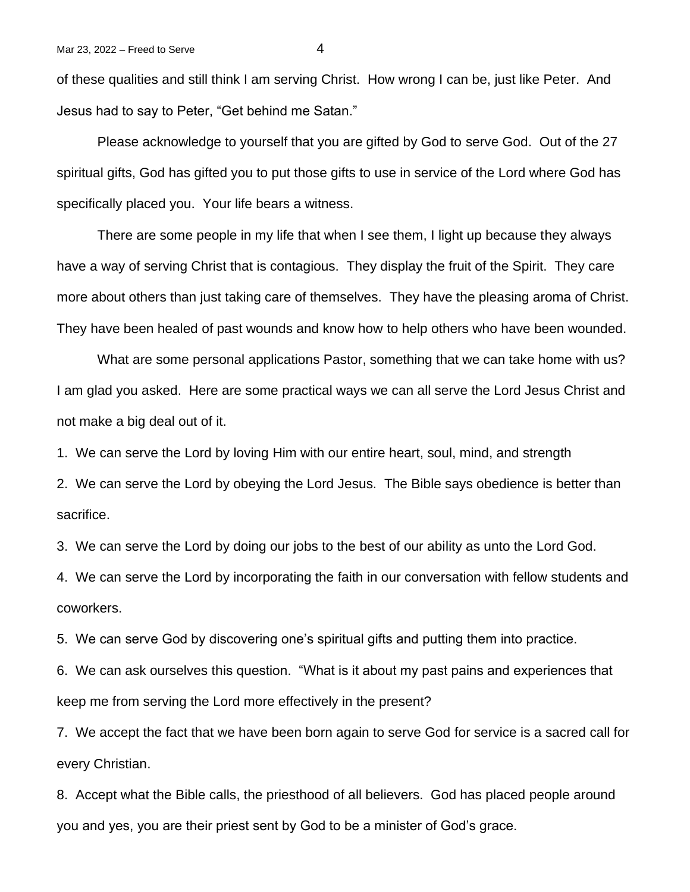of these qualities and still think I am serving Christ. How wrong I can be, just like Peter. And Jesus had to say to Peter, “Get behind me Satan.”

Please acknowledge to yourself that you are gifted by God to serve God. Out of the 27 spiritual gifts, God has gifted you to put those gifts to use in service of the Lord where God has specifically placed you. Your life bears a witness.

There are some people in my life that when I see them, I light up because they always have a way of serving Christ that is contagious. They display the fruit of the Spirit. They care more about others than just taking care of themselves. They have the pleasing aroma of Christ. They have been healed of past wounds and know how to help others who have been wounded.

What are some personal applications Pastor, something that we can take home with us? I am glad you asked. Here are some practical ways we can all serve the Lord Jesus Christ and not make a big deal out of it.

1. We can serve the Lord by loving Him with our entire heart, soul, mind, and strength
2. We can serve the Lord by obeying the Lord Jesus. The Bible says obedience is better than sacrifice.
3. We can serve the Lord by doing our jobs to the best of our ability as unto the Lord God.
4. We can serve the Lord by incorporating the faith in our conversation with fellow students and coworkers.
5. We can serve God by discovering one’s spiritual gifts and putting them into practice.
6. We can ask ourselves this question. “What is it about my past pains and experiences that keep me from serving the Lord more effectively in the present?
7. We accept the fact that we have been born again to serve God for service is a sacred call for every Christian.
8. Accept what the Bible calls, the priesthood of all believers. God has placed people around you and yes, you are their priest sent by God to be a minister of God’s grace.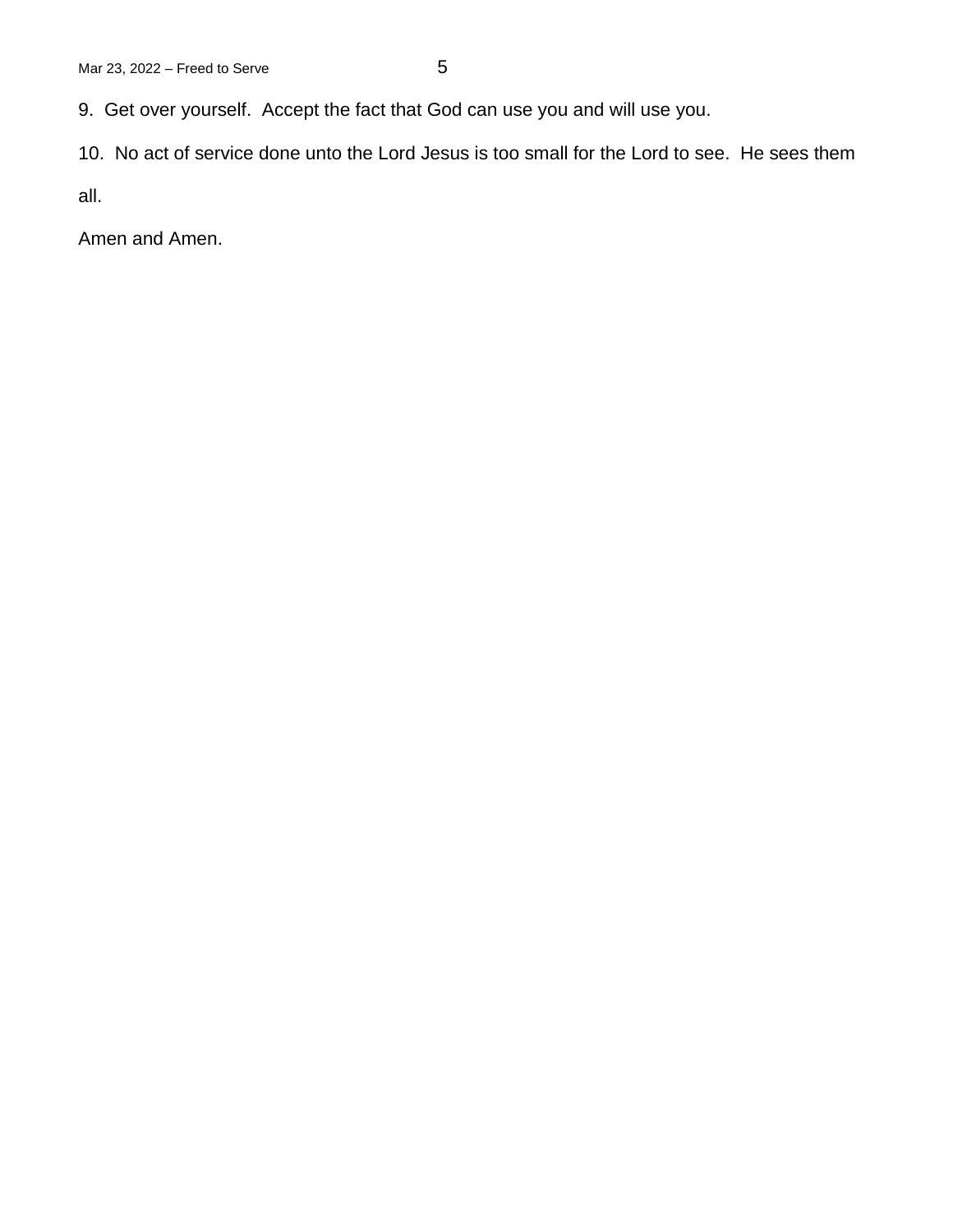9.  Get over yourself.  Accept the fact that God can use you and will use you.

10.  No act of service done unto the Lord Jesus is too small for the Lord to see.  He sees them all.

Amen and Amen.